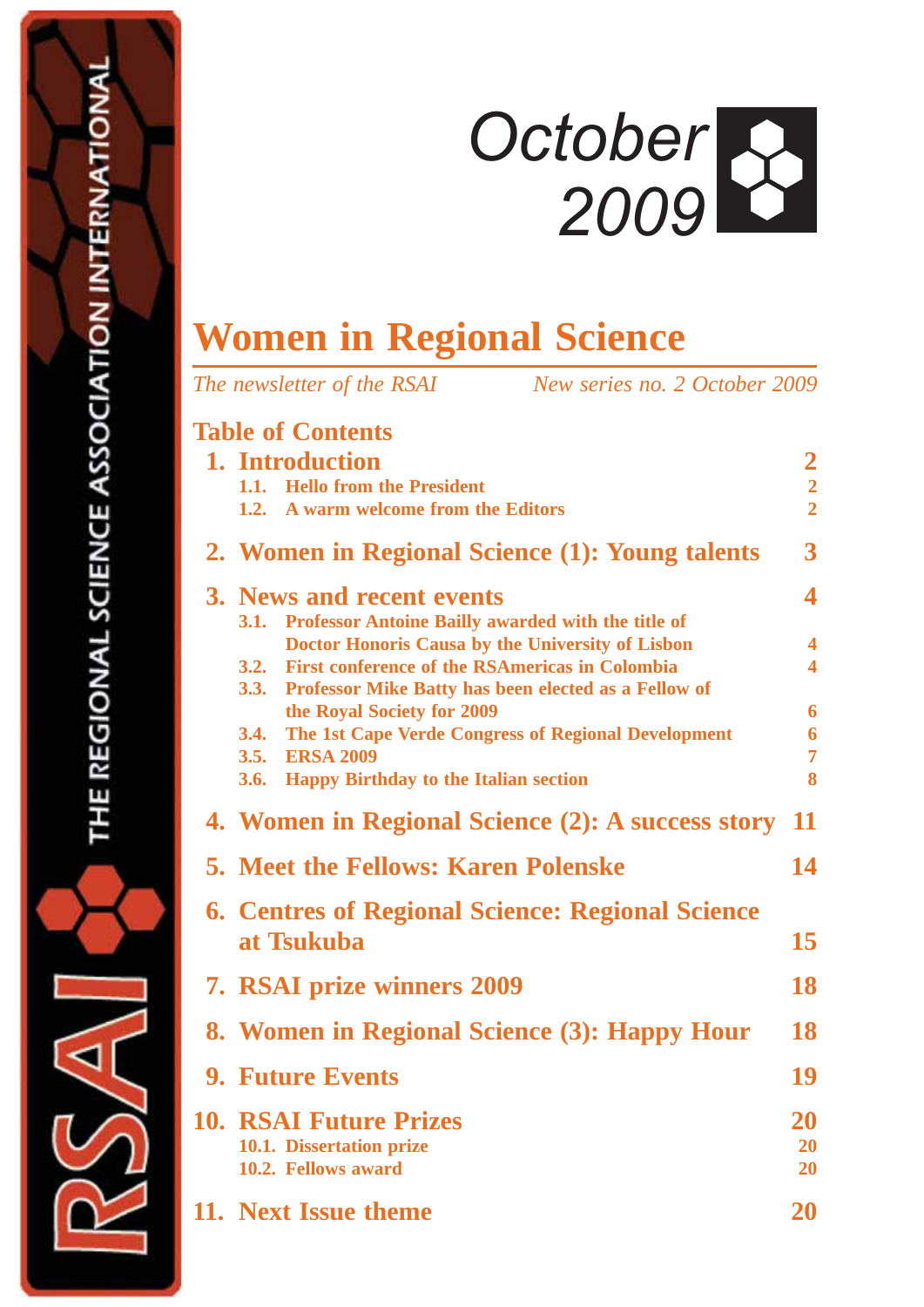THE REGIONAL SCIENCE ASSOCIATION INTERNATIONAL

RSAI

October 2009

# Women in Regional Science

*The newsletter of the RSAI* *New series no. 2 October 2009*

## Table of Contents

1. Introduction — 2
   - 1.1. Hello from the President — 2
   - 1.2. A warm welcome from the Editors — 2
2. Women in Regional Science (1): Young talents — 3
3. News and recent events — 4
   - 3.1. Professor Antoine Bailly awarded with the title of Doctor Honoris Causa by the University of Lisbon — 4
   - 3.2. First conference of the RSAmericas in Colombia — 4
   - 3.3. Professor Mike Batty has been elected as a Fellow of the Royal Society for 2009 — 6
   - 3.4. The 1st Cape Verde Congress of Regional Development — 6
   - 3.5. ERSA 2009 — 7
   - 3.6. Happy Birthday to the Italian section — 8
4. Women in Regional Science (2): A success story — 11
5. Meet the Fellows: Karen Polenske — 14
6. Centres of Regional Science: Regional Science at Tsukuba — 15
7. RSAI prize winners 2009 — 18
8. Women in Regional Science (3): Happy Hour — 18
9. Future Events — 19
10. RSAI Future Prizes — 20
    - 10.1. Dissertation prize — 20
    - 10.2. Fellows award — 20
11. Next Issue theme — 20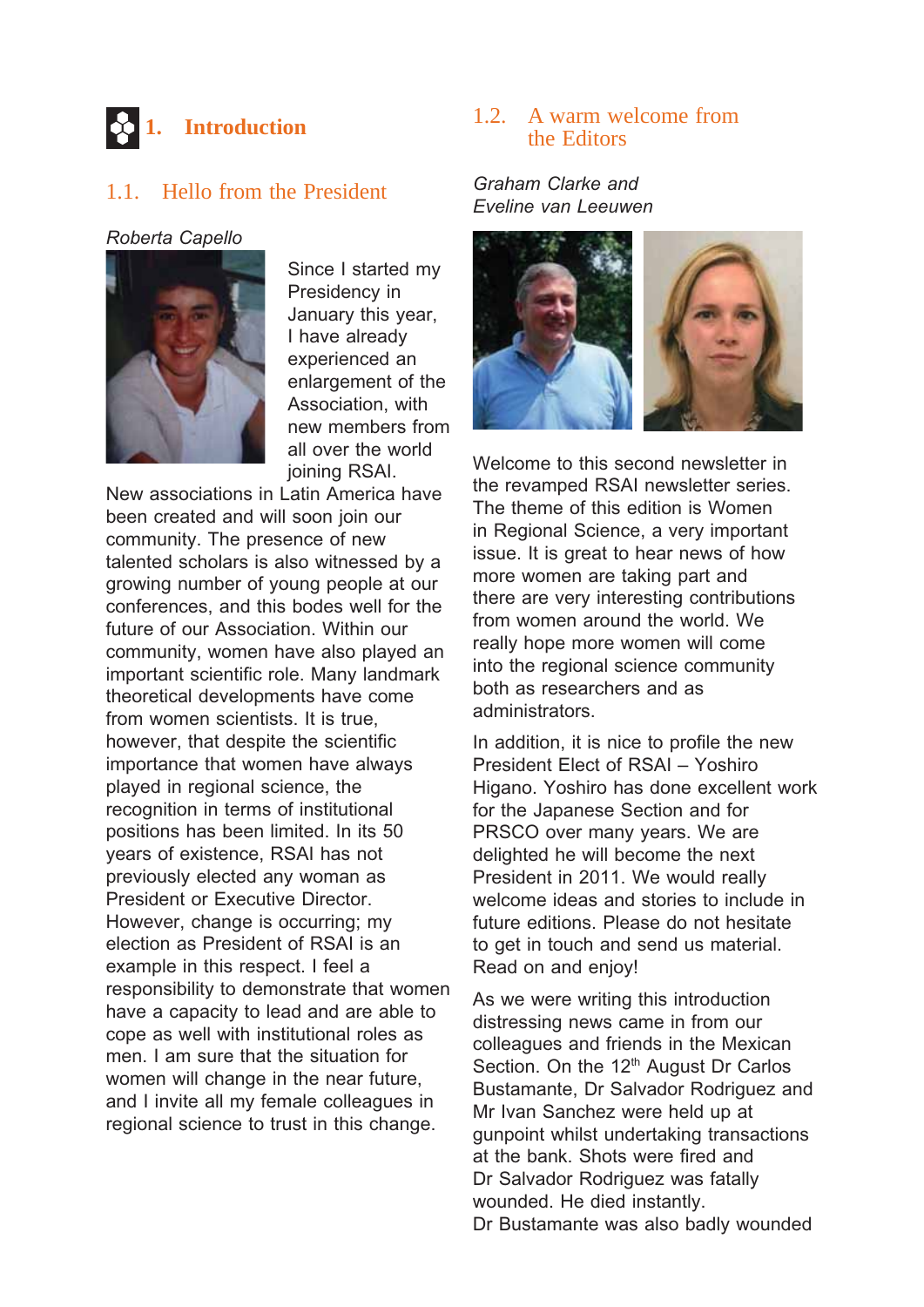# 1. Introduction

## 1.1. Hello from the President

*Roberta Capello*

Since I started my Presidency in January this year, I have already experienced an enlargement of the Association, with new members from all over the world joining RSAI. New associations in Latin America have been created and will soon join our community. The presence of new talented scholars is also witnessed by a growing number of young people at our conferences, and this bodes well for the future of our Association. Within our community, women have also played an important scientific role. Many landmark theoretical developments have come from women scientists. It is true, however, that despite the scientific importance that women have always played in regional science, the recognition in terms of institutional positions has been limited. In its 50 years of existence, RSAI has not previously elected any woman as President or Executive Director. However, change is occurring; my election as President of RSAI is an example in this respect. I feel a responsibility to demonstrate that women have a capacity to lead and are able to cope as well with institutional roles as men. I am sure that the situation for women will change in the near future, and I invite all my female colleagues in regional science to trust in this change.

## 1.2. A warm welcome from the Editors

*Graham Clarke and Eveline van Leeuwen*

Welcome to this second newsletter in the revamped RSAI newsletter series. The theme of this edition is Women in Regional Science, a very important issue. It is great to hear news of how more women are taking part and there are very interesting contributions from women around the world. We really hope more women will come into the regional science community both as researchers and as administrators.

In addition, it is nice to profile the new President Elect of RSAI – Yoshiro Higano. Yoshiro has done excellent work for the Japanese Section and for PRSCO over many years. We are delighted he will become the next President in 2011. We would really welcome ideas and stories to include in future editions. Please do not hesitate to get in touch and send us material. Read on and enjoy!

As we were writing this introduction distressing news came in from our colleagues and friends in the Mexican Section. On the 12th August Dr Carlos Bustamante, Dr Salvador Rodriguez and Mr Ivan Sanchez were held up at gunpoint whilst undertaking transactions at the bank. Shots were fired and Dr Salvador Rodriguez was fatally wounded. He died instantly. Dr Bustamante was also badly wounded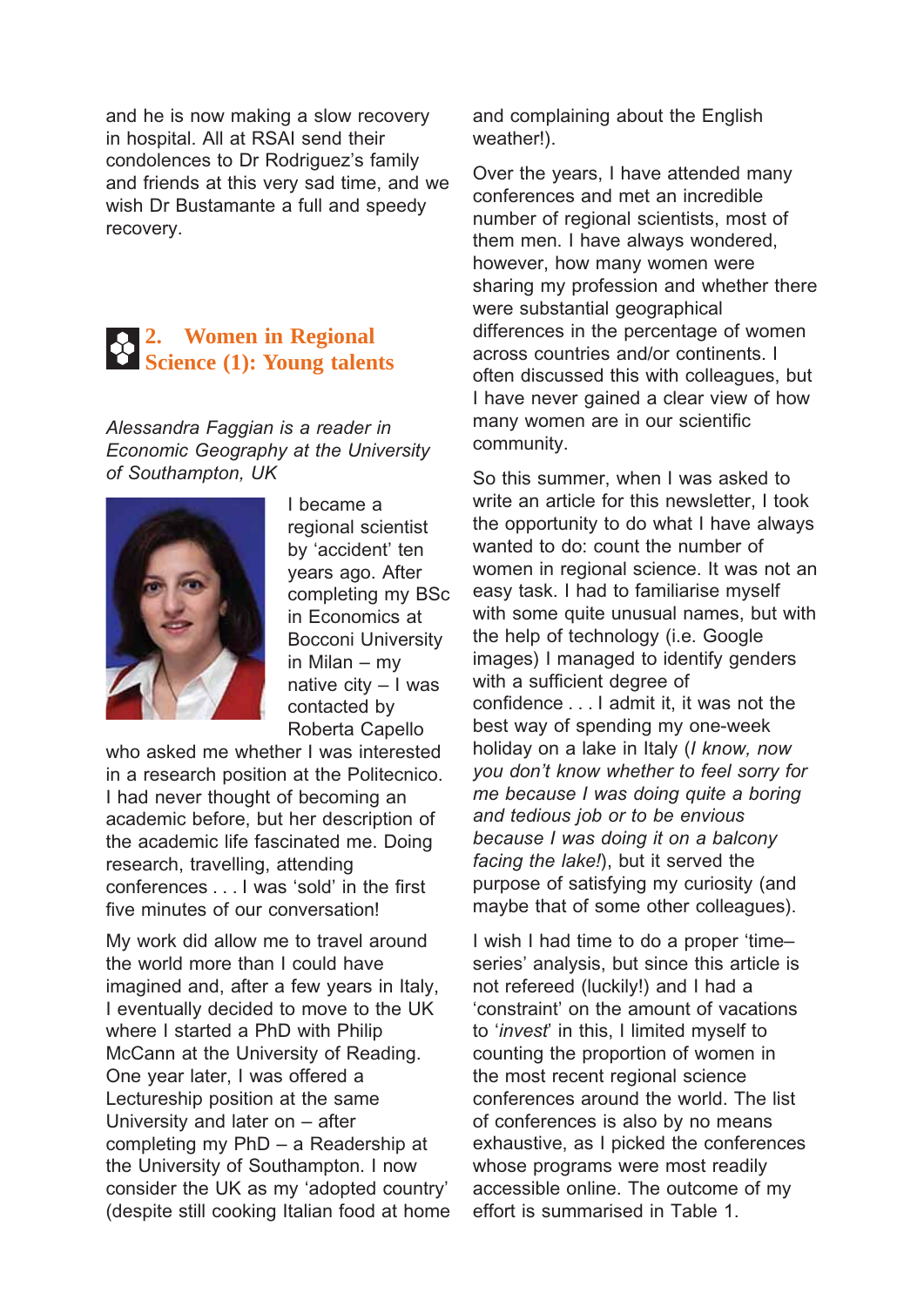and he is now making a slow recovery in hospital. All at RSAI send their condolences to Dr Rodriguez's family and friends at this very sad time, and we wish Dr Bustamante a full and speedy recovery.

## 2. Women in Regional Science (1): Young talents

*Alessandra Faggian is a reader in Economic Geography at the University of Southampton, UK*

I became a regional scientist by 'accident' ten years ago. After completing my BSc in Economics at Bocconi University in Milan – my native city – I was contacted by Roberta Capello who asked me whether I was interested in a research position at the Politecnico. I had never thought of becoming an academic before, but her description of the academic life fascinated me. Doing research, travelling, attending conferences . . . I was 'sold' in the first five minutes of our conversation!

My work did allow me to travel around the world more than I could have imagined and, after a few years in Italy, I eventually decided to move to the UK where I started a PhD with Philip McCann at the University of Reading. One year later, I was offered a Lectureship position at the same University and later on – after completing my PhD – a Readership at the University of Southampton. I now consider the UK as my 'adopted country' (despite still cooking Italian food at home and complaining about the English weather!).

Over the years, I have attended many conferences and met an incredible number of regional scientists, most of them men. I have always wondered, however, how many women were sharing my profession and whether there were substantial geographical differences in the percentage of women across countries and/or continents. I often discussed this with colleagues, but I have never gained a clear view of how many women are in our scientific community.

So this summer, when I was asked to write an article for this newsletter, I took the opportunity to do what I have always wanted to do: count the number of women in regional science. It was not an easy task. I had to familiarise myself with some quite unusual names, but with the help of technology (i.e. Google images) I managed to identify genders with a sufficient degree of confidence . . . I admit it, it was not the best way of spending my one-week holiday on a lake in Italy (*I know, now you don't know whether to feel sorry for me because I was doing quite a boring and tedious job or to be envious because I was doing it on a balcony facing the lake!*), but it served the purpose of satisfying my curiosity (and maybe that of some other colleagues).

I wish I had time to do a proper 'time–series' analysis, but since this article is not refereed (luckily!) and I had a 'constraint' on the amount of vacations to '*invest*' in this, I limited myself to counting the proportion of women in the most recent regional science conferences around the world. The list of conferences is also by no means exhaustive, as I picked the conferences whose programs were most readily accessible online. The outcome of my effort is summarised in Table 1.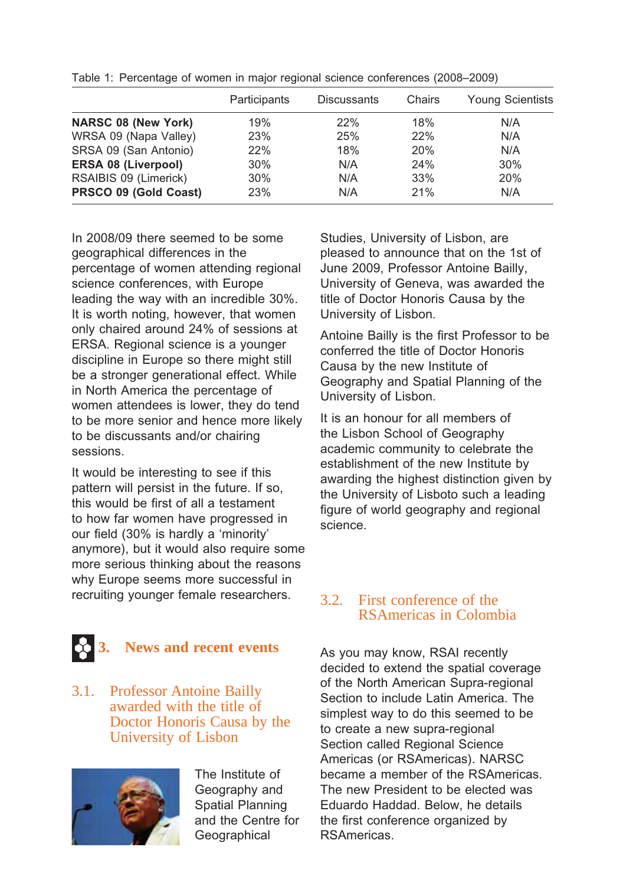Table 1: Percentage of women in major regional science conferences (2008–2009)

| | Participants | Discussants | Chairs | Young Scientists |
|---|---|---|---|---|
| **NARSC 08 (New York)** | 19% | 22% | 18% | N/A |
| WRSA 09 (Napa Valley) | 23% | 25% | 22% | N/A |
| SRSA 09 (San Antonio) | 22% | 18% | 20% | N/A |
| **ERSA 08 (Liverpool)** | 30% | N/A | 24% | 30% |
| RSAIBIS 09 (Limerick) | 30% | N/A | 33% | 20% |
| **PRSCO 09 (Gold Coast)** | 23% | N/A | 21% | N/A |

In 2008/09 there seemed to be some geographical differences in the percentage of women attending regional science conferences, with Europe leading the way with an incredible 30%. It is worth noting, however, that women only chaired around 24% of sessions at ERSA. Regional science is a younger discipline in Europe so there might still be a stronger generational effect. While in North America the percentage of women attendees is lower, they do tend to be more senior and hence more likely to be discussants and/or chairing sessions.

It would be interesting to see if this pattern will persist in the future. If so, this would be first of all a testament to how far women have progressed in our field (30% is hardly a 'minority' anymore), but it would also require some more serious thinking about the reasons why Europe seems more successful in recruiting younger female researchers.

# 3. News and recent events

## 3.1. Professor Antoine Bailly awarded with the title of Doctor Honoris Causa by the University of Lisbon

The Institute of Geography and Spatial Planning and the Centre for Geographical Studies, University of Lisbon, are pleased to announce that on the 1st of June 2009, Professor Antoine Bailly, University of Geneva, was awarded the title of Doctor Honoris Causa by the University of Lisbon.

Antoine Bailly is the first Professor to be conferred the title of Doctor Honoris Causa by the new Institute of Geography and Spatial Planning of the University of Lisbon.

It is an honour for all members of the Lisbon School of Geography academic community to celebrate the establishment of the new Institute by awarding the highest distinction given by the University of Lisboto such a leading figure of world geography and regional science.

## 3.2. First conference of the RSAmericas in Colombia

As you may know, RSAI recently decided to extend the spatial coverage of the North American Supra-regional Section to include Latin America. The simplest way to do this seemed to be to create a new supra-regional Section called Regional Science Americas (or RSAmericas). NARSC became a member of the RSAmericas. The new President to be elected was Eduardo Haddad. Below, he details the first conference organized by RSAmericas.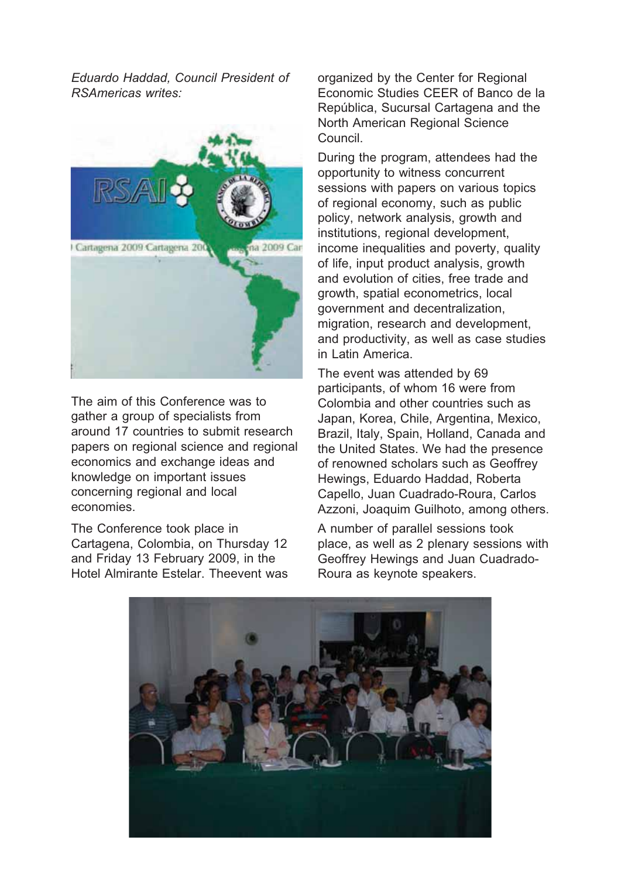*Eduardo Haddad, Council President of RSAmericas writes:*

The aim of this Conference was to gather a group of specialists from around 17 countries to submit research papers on regional science and regional economics and exchange ideas and knowledge on important issues concerning regional and local economies.

The Conference took place in Cartagena, Colombia, on Thursday 12 and Friday 13 February 2009, in the Hotel Almirante Estelar. Theevent was organized by the Center for Regional Economic Studies CEER of Banco de la República, Sucursal Cartagena and the North American Regional Science Council.

During the program, attendees had the opportunity to witness concurrent sessions with papers on various topics of regional economy, such as public policy, network analysis, growth and institutions, regional development, income inequalities and poverty, quality of life, input product analysis, growth and evolution of cities, free trade and growth, spatial econometrics, local government and decentralization, migration, research and development, and productivity, as well as case studies in Latin America.

The event was attended by 69 participants, of whom 16 were from Colombia and other countries such as Japan, Korea, Chile, Argentina, Mexico, Brazil, Italy, Spain, Holland, Canada and the United States. We had the presence of renowned scholars such as Geoffrey Hewings, Eduardo Haddad, Roberta Capello, Juan Cuadrado-Roura, Carlos Azzoni, Joaquim Guilhoto, among others.

A number of parallel sessions took place, as well as 2 plenary sessions with Geoffrey Hewings and Juan Cuadrado-Roura as keynote speakers.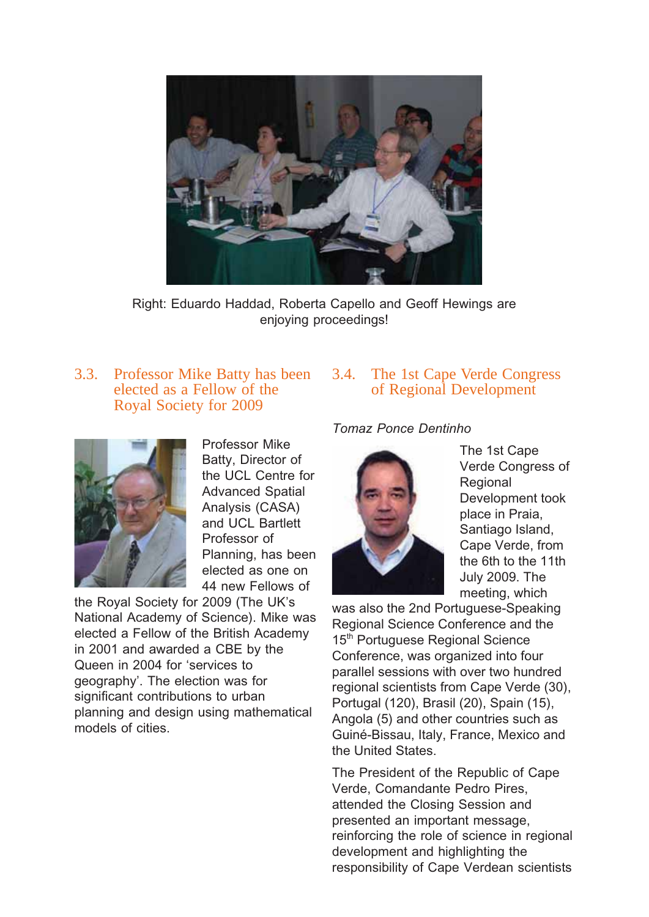Right: Eduardo Haddad, Roberta Capello and Geoff Hewings are enjoying proceedings!

## 3.3. Professor Mike Batty has been elected as a Fellow of the Royal Society for 2009

Professor Mike Batty, Director of the UCL Centre for Advanced Spatial Analysis (CASA) and UCL Bartlett Professor of Planning, has been elected as one on 44 new Fellows of the Royal Society for 2009 (The UK's National Academy of Science). Mike was elected a Fellow of the British Academy in 2001 and awarded a CBE by the Queen in 2004 for 'services to geography'. The election was for significant contributions to urban planning and design using mathematical models of cities.

## 3.4. The 1st Cape Verde Congress of Regional Development

*Tomaz Ponce Dentinho*

The 1st Cape Verde Congress of Regional Development took place in Praia, Santiago Island, Cape Verde, from the 6th to the 11th July 2009. The meeting, which was also the 2nd Portuguese-Speaking Regional Science Conference and the 15th Portuguese Regional Science Conference, was organized into four parallel sessions with over two hundred regional scientists from Cape Verde (30), Portugal (120), Brasil (20), Spain (15), Angola (5) and other countries such as Guiné-Bissau, Italy, France, Mexico and the United States.

The President of the Republic of Cape Verde, Comandante Pedro Pires, attended the Closing Session and presented an important message, reinforcing the role of science in regional development and highlighting the responsibility of Cape Verdean scientists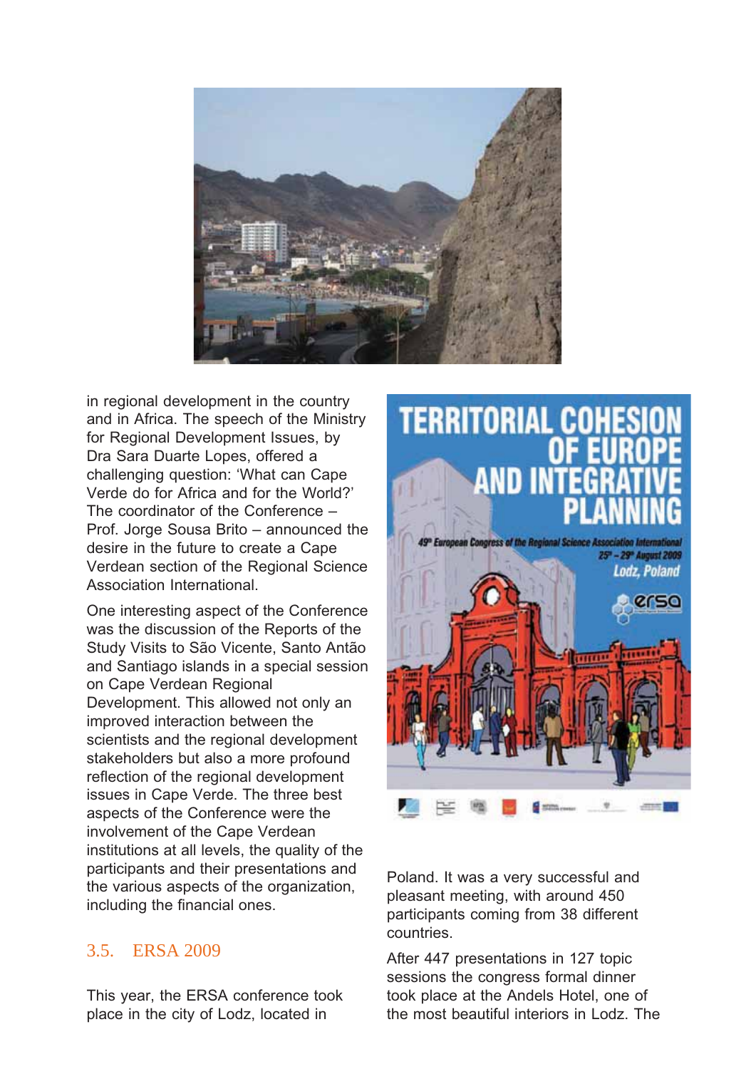in regional development in the country and in Africa. The speech of the Ministry for Regional Development Issues, by Dra Sara Duarte Lopes, offered a challenging question: 'What can Cape Verde do for Africa and for the World?' The coordinator of the Conference – Prof. Jorge Sousa Brito – announced the desire in the future to create a Cape Verdean section of the Regional Science Association International.

One interesting aspect of the Conference was the discussion of the Reports of the Study Visits to São Vicente, Santo Antão and Santiago islands in a special session on Cape Verdean Regional Development. This allowed not only an improved interaction between the scientists and the regional development stakeholders but also a more profound reflection of the regional development issues in Cape Verde. The three best aspects of the Conference were the involvement of the Cape Verdean institutions at all levels, the quality of the participants and their presentations and the various aspects of the organization, including the financial ones.

## 3.5. ERSA 2009

This year, the ERSA conference took place in the city of Lodz, located in Poland. It was a very successful and pleasant meeting, with around 450 participants coming from 38 different countries.

After 447 presentations in 127 topic sessions the congress formal dinner took place at the Andels Hotel, one of the most beautiful interiors in Lodz. The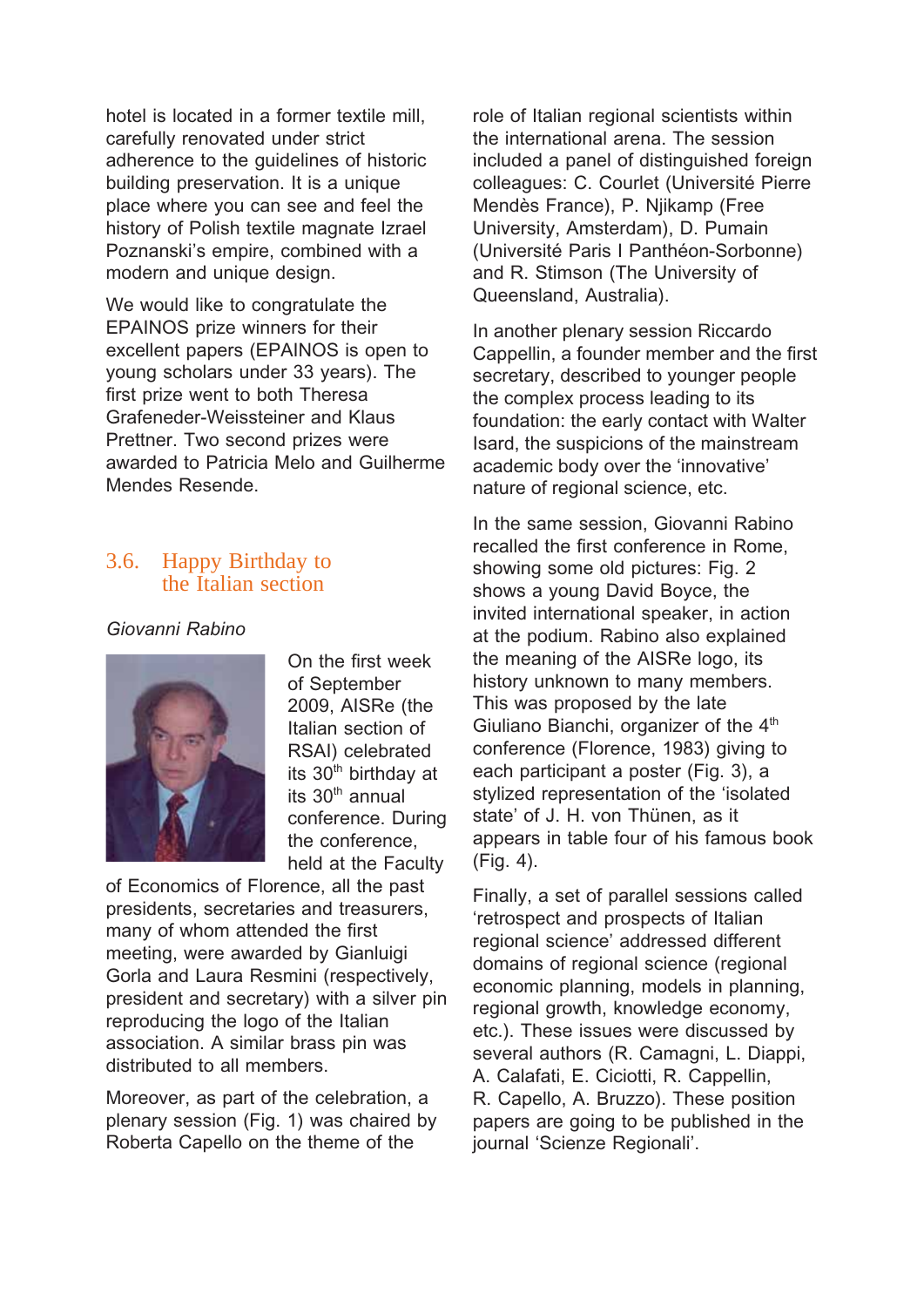hotel is located in a former textile mill, carefully renovated under strict adherence to the guidelines of historic building preservation. It is a unique place where you can see and feel the history of Polish textile magnate Izrael Poznanski's empire, combined with a modern and unique design.

We would like to congratulate the EPAINOS prize winners for their excellent papers (EPAINOS is open to young scholars under 33 years). The first prize went to both Theresa Grafeneder-Weissteiner and Klaus Prettner. Two second prizes were awarded to Patricia Melo and Guilherme Mendes Resende.

### 3.6. Happy Birthday to the Italian section

*Giovanni Rabino*

On the first week of September 2009, AISRe (the Italian section of RSAI) celebrated its 30th birthday at its 30th annual conference. During the conference, held at the Faculty of Economics of Florence, all the past presidents, secretaries and treasurers, many of whom attended the first meeting, were awarded by Gianluigi Gorla and Laura Resmini (respectively, president and secretary) with a silver pin reproducing the logo of the Italian association. A similar brass pin was distributed to all members.

Moreover, as part of the celebration, a plenary session (Fig. 1) was chaired by Roberta Capello on the theme of the role of Italian regional scientists within the international arena. The session included a panel of distinguished foreign colleagues: C. Courlet (Université Pierre Mendès France), P. Njikamp (Free University, Amsterdam), D. Pumain (Université Paris I Panthéon-Sorbonne) and R. Stimson (The University of Queensland, Australia).

In another plenary session Riccardo Cappellin, a founder member and the first secretary, described to younger people the complex process leading to its foundation: the early contact with Walter Isard, the suspicions of the mainstream academic body over the 'innovative' nature of regional science, etc.

In the same session, Giovanni Rabino recalled the first conference in Rome, showing some old pictures: Fig. 2 shows a young David Boyce, the invited international speaker, in action at the podium. Rabino also explained the meaning of the AISRe logo, its history unknown to many members. This was proposed by the late Giuliano Bianchi, organizer of the 4th conference (Florence, 1983) giving to each participant a poster (Fig. 3), a stylized representation of the 'isolated state' of J. H. von Thünen, as it appears in table four of his famous book (Fig. 4).

Finally, a set of parallel sessions called 'retrospect and prospects of Italian regional science' addressed different domains of regional science (regional economic planning, models in planning, regional growth, knowledge economy, etc.). These issues were discussed by several authors (R. Camagni, L. Diappi, A. Calafati, E. Ciciotti, R. Cappellin, R. Capello, A. Bruzzo). These position papers are going to be published in the journal 'Scienze Regionali'.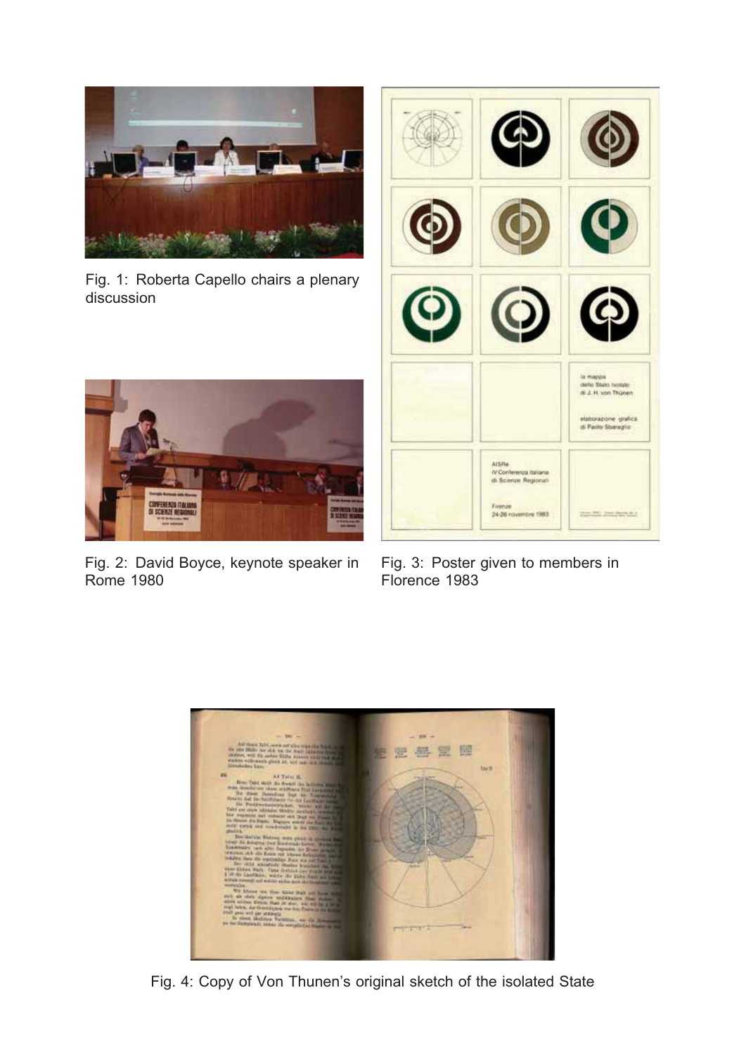Fig. 1: Roberta Capello chairs a plenary discussion

Fig. 2: David Boyce, keynote speaker in Rome 1980

Fig. 3: Poster given to members in Florence 1983

Fig. 4: Copy of Von Thunen's original sketch of the isolated State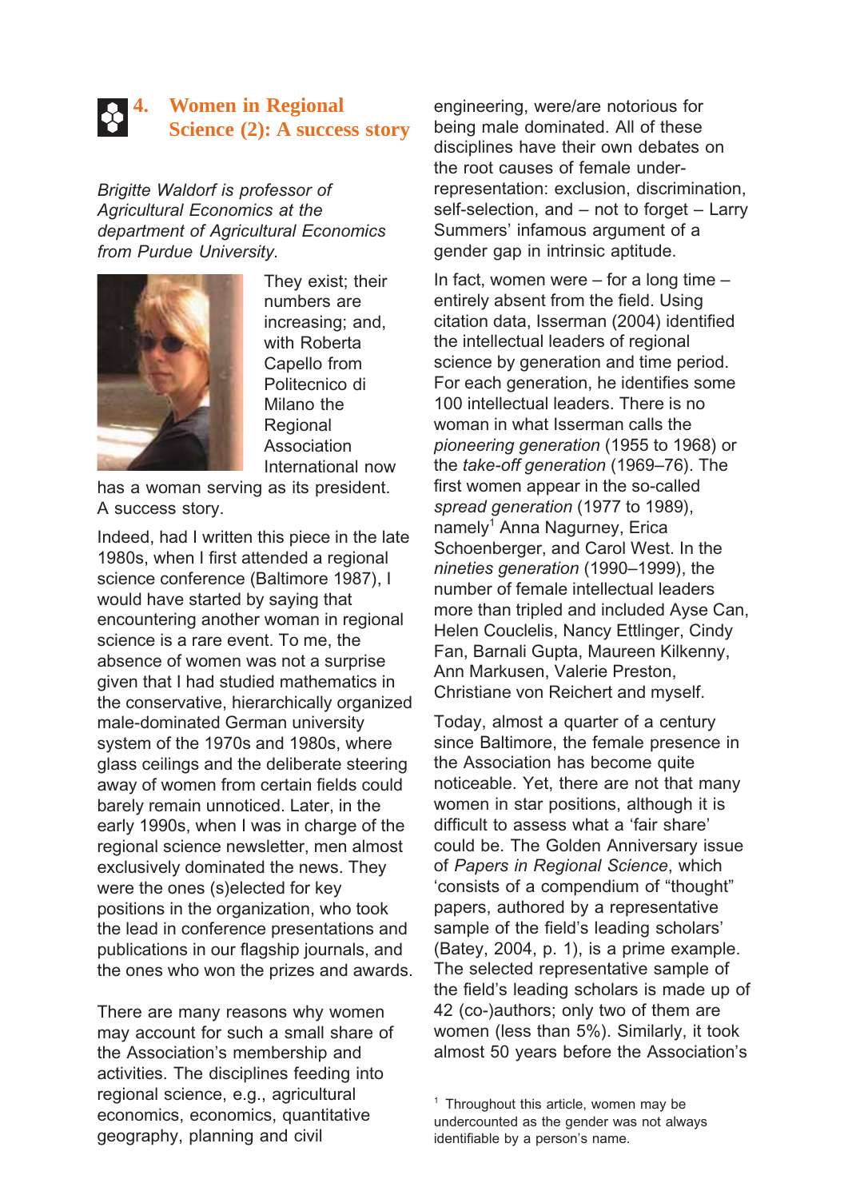## 4. Women in Regional Science (2): A success story

*Brigitte Waldorf is professor of Agricultural Economics at the department of Agricultural Economics from Purdue University.*

They exist; their numbers are increasing; and, with Roberta Capello from Politecnico di Milano the Regional Association International now has a woman serving as its president. A success story.

Indeed, had I written this piece in the late 1980s, when I first attended a regional science conference (Baltimore 1987), I would have started by saying that encountering another woman in regional science is a rare event. To me, the absence of women was not a surprise given that I had studied mathematics in the conservative, hierarchically organized male-dominated German university system of the 1970s and 1980s, where glass ceilings and the deliberate steering away of women from certain fields could barely remain unnoticed. Later, in the early 1990s, when I was in charge of the regional science newsletter, men almost exclusively dominated the news. They were the ones (s)elected for key positions in the organization, who took the lead in conference presentations and publications in our flagship journals, and the ones who won the prizes and awards.

There are many reasons why women may account for such a small share of the Association's membership and activities. The disciplines feeding into regional science, e.g., agricultural economics, economics, quantitative geography, planning and civil engineering, were/are notorious for being male dominated. All of these disciplines have their own debates on the root causes of female under-representation: exclusion, discrimination, self-selection, and – not to forget – Larry Summers' infamous argument of a gender gap in intrinsic aptitude.

In fact, women were – for a long time – entirely absent from the field. Using citation data, Isserman (2004) identified the intellectual leaders of regional science by generation and time period. For each generation, he identifies some 100 intellectual leaders. There is no woman in what Isserman calls the *pioneering generation* (1955 to 1968) or the *take-off generation* (1969–76). The first women appear in the so-called *spread generation* (1977 to 1989), namely[1] Anna Nagurney, Erica Schoenberger, and Carol West. In the *nineties generation* (1990–1999), the number of female intellectual leaders more than tripled and included Ayse Can, Helen Couclelis, Nancy Ettlinger, Cindy Fan, Barnali Gupta, Maureen Kilkenny, Ann Markusen, Valerie Preston, Christiane von Reichert and myself.

Today, almost a quarter of a century since Baltimore, the female presence in the Association has become quite noticeable. Yet, there are not that many women in star positions, although it is difficult to assess what a 'fair share' could be. The Golden Anniversary issue of *Papers in Regional Science*, which 'consists of a compendium of "thought" papers, authored by a representative sample of the field's leading scholars' (Batey, 2004, p. 1), is a prime example. The selected representative sample of the field's leading scholars is made up of 42 (co-)authors; only two of them are women (less than 5%). Similarly, it took almost 50 years before the Association's

[1] Throughout this article, women may be undercounted as the gender was not always identifiable by a person's name.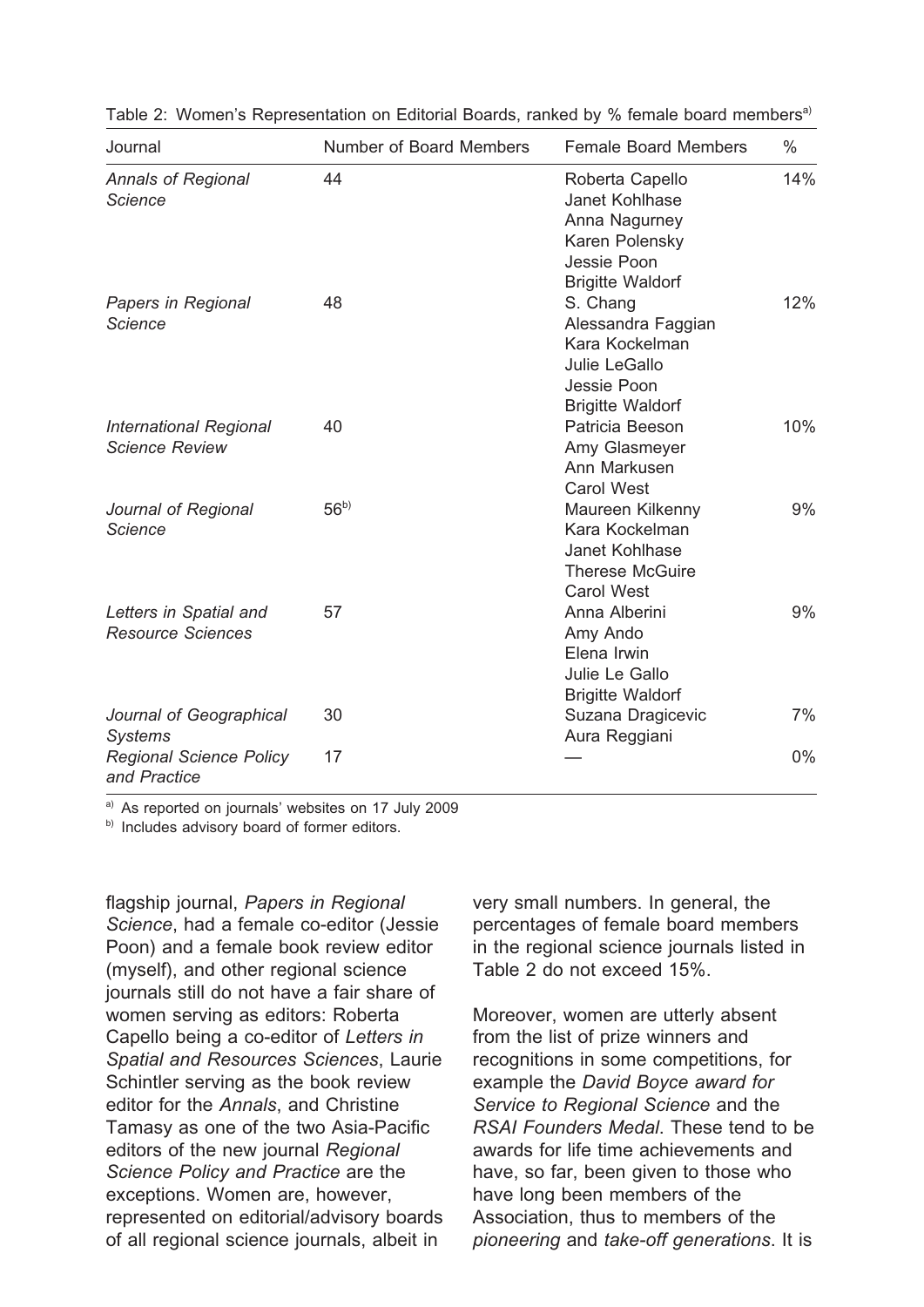Table 2: Women's Representation on Editorial Boards, ranked by % female board members[a)]

| Journal | Number of Board Members | Female Board Members | % |
|---|---|---|---|
| *Annals of Regional Science* | 44 | Roberta Capello<br>Janet Kohlhase<br>Anna Nagurney<br>Karen Polensky<br>Jessie Poon<br>Brigitte Waldorf | 14% |
| *Papers in Regional Science* | 48 | S. Chang<br>Alessandra Faggian<br>Kara Kockelman<br>Julie LeGallo<br>Jessie Poon<br>Brigitte Waldorf | 12% |
| *International Regional Science Review* | 40 | Patricia Beeson<br>Amy Glasmeyer<br>Ann Markusen<br>Carol West | 10% |
| *Journal of Regional Science* | 56[b)] | Maureen Kilkenny<br>Kara Kockelman<br>Janet Kohlhase<br>Therese McGuire<br>Carol West | 9% |
| *Letters in Spatial and Resource Sciences* | 57 | Anna Alberini<br>Amy Ando<br>Elena Irwin<br>Julie Le Gallo<br>Brigitte Waldorf | 9% |
| *Journal of Geographical Systems* | 30 | Suzana Dragicevic<br>Aura Reggiani | 7% |
| *Regional Science Policy and Practice* | 17 | — | 0% |

[a)] As reported on journals' websites on 17 July 2009

[b)] Includes advisory board of former editors.

flagship journal, *Papers in Regional Science*, had a female co-editor (Jessie Poon) and a female book review editor (myself), and other regional science journals still do not have a fair share of women serving as editors: Roberta Capello being a co-editor of *Letters in Spatial and Resources Sciences*, Laurie Schintler serving as the book review editor for the *Annals*, and Christine Tamasy as one of the two Asia-Pacific editors of the new journal *Regional Science Policy and Practice* are the exceptions. Women are, however, represented on editorial/advisory boards of all regional science journals, albeit in very small numbers. In general, the percentages of female board members in the regional science journals listed in Table 2 do not exceed 15%.

Moreover, women are utterly absent from the list of prize winners and recognitions in some competitions, for example the *David Boyce award for Service to Regional Science* and the *RSAI Founders Medal*. These tend to be awards for life time achievements and have, so far, been given to those who have long been members of the Association, thus to members of the *pioneering* and *take-off generations*. It is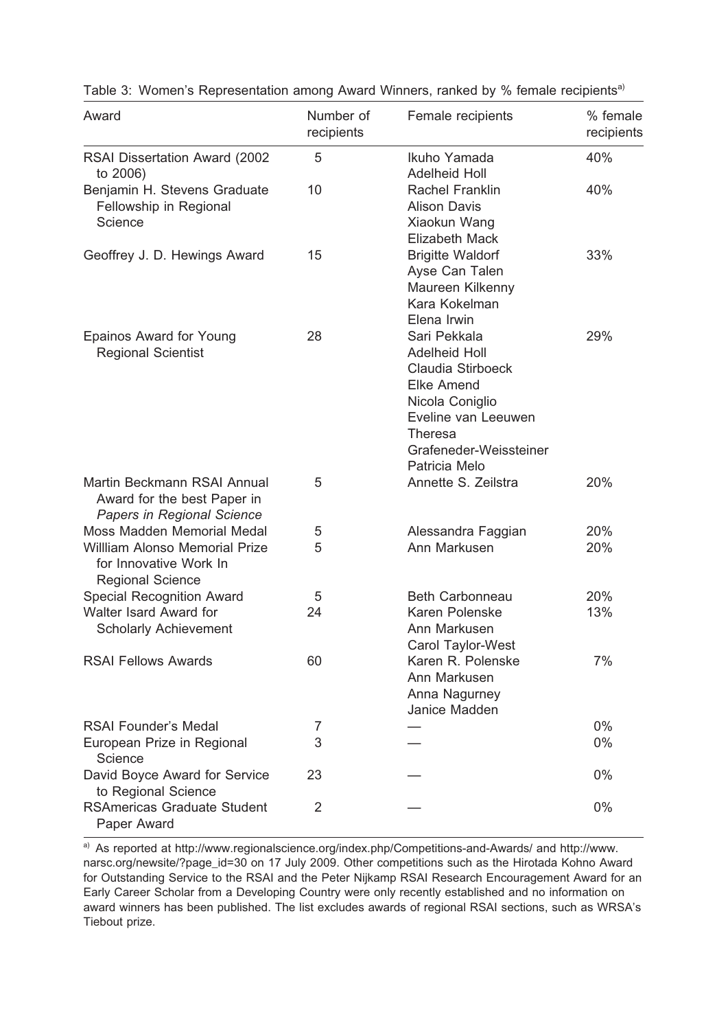Table 3: Women's Representation among Award Winners, ranked by % female recipients[a)]

| Award | Number of recipients | Female recipients | % female recipients |
|---|---|---|---|
| RSAI Dissertation Award (2002 to 2006) | 5 | Ikuho Yamada<br>Adelheid Holl | 40% |
| Benjamin H. Stevens Graduate Fellowship in Regional Science | 10 | Rachel Franklin<br>Alison Davis<br>Xiaokun Wang<br>Elizabeth Mack | 40% |
| Geoffrey J. D. Hewings Award | 15 | Brigitte Waldorf<br>Ayse Can Talen<br>Maureen Kilkenny<br>Kara Kokelman<br>Elena Irwin | 33% |
| Epainos Award for Young Regional Scientist | 28 | Sari Pekkala<br>Adelheid Holl<br>Claudia Stirboeck<br>Elke Amend<br>Nicola Coniglio<br>Eveline van Leeuwen<br>Theresa Grafeneder-Weissteiner<br>Patricia Melo | 29% |
| Martin Beckmann RSAI Annual Award for the best Paper in *Papers in Regional Science* | 5 | Annette S. Zeilstra | 20% |
| Moss Madden Memorial Medal | 5 | Alessandra Faggian | 20% |
| Willliam Alonso Memorial Prize for Innovative Work In Regional Science | 5 | Ann Markusen | 20% |
| Special Recognition Award | 5 | Beth Carbonneau | 20% |
| Walter Isard Award for Scholarly Achievement | 24 | Karen Polenske<br>Ann Markusen<br>Carol Taylor-West | 13% |
| RSAI Fellows Awards | 60 | Karen R. Polenske<br>Ann Markusen<br>Anna Nagurney<br>Janice Madden | 7% |
| RSAI Founder's Medal | 7 | — | 0% |
| European Prize in Regional Science | 3 | — | 0% |
| David Boyce Award for Service to Regional Science | 23 | — | 0% |
| RSAmericas Graduate Student Paper Award | 2 | — | 0% |

a) As reported at http://www.regionalscience.org/index.php/Competitions-and-Awards/ and http://www.narsc.org/newsite/?page_id=30 on 17 July 2009. Other competitions such as the Hirotada Kohno Award for Outstanding Service to the RSAI and the Peter Nijkamp RSAI Research Encouragement Award for an Early Career Scholar from a Developing Country were only recently established and no information on award winners has been published. The list excludes awards of regional RSAI sections, such as WRSA's Tiebout prize.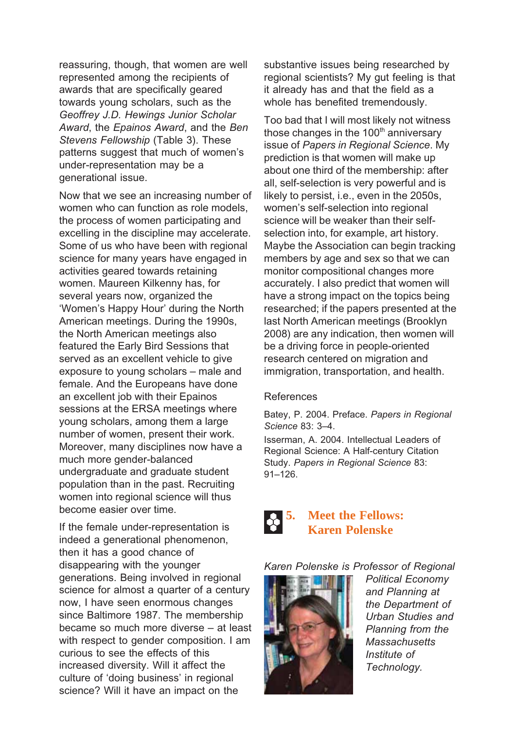reassuring, though, that women are well represented among the recipients of awards that are specifically geared towards young scholars, such as the *Geoffrey J.D. Hewings Junior Scholar Award*, the *Epainos Award*, and the *Ben Stevens Fellowship* (Table 3). These patterns suggest that much of women's under-representation may be a generational issue.

Now that we see an increasing number of women who can function as role models, the process of women participating and excelling in the discipline may accelerate. Some of us who have been with regional science for many years have engaged in activities geared towards retaining women. Maureen Kilkenny has, for several years now, organized the 'Women's Happy Hour' during the North American meetings. During the 1990s, the North American meetings also featured the Early Bird Sessions that served as an excellent vehicle to give exposure to young scholars – male and female. And the Europeans have done an excellent job with their Epainos sessions at the ERSA meetings where young scholars, among them a large number of women, present their work. Moreover, many disciplines now have a much more gender-balanced undergraduate and graduate student population than in the past. Recruiting women into regional science will thus become easier over time.

If the female under-representation is indeed a generational phenomenon, then it has a good chance of disappearing with the younger generations. Being involved in regional science for almost a quarter of a century now, I have seen enormous changes since Baltimore 1987. The membership became so much more diverse – at least with respect to gender composition. I am curious to see the effects of this increased diversity. Will it affect the culture of 'doing business' in regional science? Will it have an impact on the substantive issues being researched by regional scientists? My gut feeling is that it already has and that the field as a whole has benefited tremendously.

Too bad that I will most likely not witness those changes in the 100th anniversary issue of *Papers in Regional Science*. My prediction is that women will make up about one third of the membership: after all, self-selection is very powerful and is likely to persist, i.e., even in the 2050s, women's self-selection into regional science will be weaker than their self-selection into, for example, art history. Maybe the Association can begin tracking members by age and sex so that we can monitor compositional changes more accurately. I also predict that women will have a strong impact on the topics being researched; if the papers presented at the last North American meetings (Brooklyn 2008) are any indication, then women will be a driving force in people-oriented research centered on migration and immigration, transportation, and health.

References

Batey, P. 2004. Preface. *Papers in Regional Science* 83: 3–4.

Isserman, A. 2004. Intellectual Leaders of Regional Science: A Half-century Citation Study. *Papers in Regional Science* 83: 91–126.

## 5. Meet the Fellows: Karen Polenske

*Karen Polenske is Professor of Regional Political Economy and Planning at the Department of Urban Studies and Planning from the Massachusetts Institute of Technology.*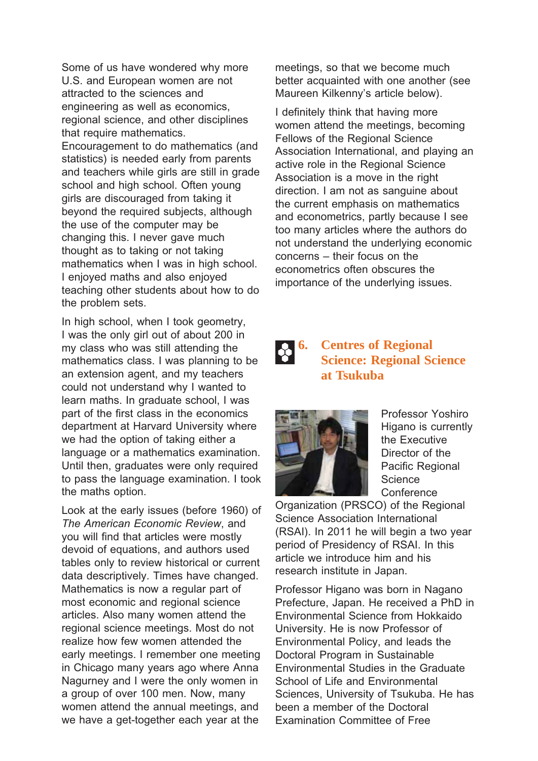Some of us have wondered why more U.S. and European women are not attracted to the sciences and engineering as well as economics, regional science, and other disciplines that require mathematics. Encouragement to do mathematics (and statistics) is needed early from parents and teachers while girls are still in grade school and high school. Often young girls are discouraged from taking it beyond the required subjects, although the use of the computer may be changing this. I never gave much thought as to taking or not taking mathematics when I was in high school. I enjoyed maths and also enjoyed teaching other students about how to do the problem sets.

In high school, when I took geometry, I was the only girl out of about 200 in my class who was still attending the mathematics class. I was planning to be an extension agent, and my teachers could not understand why I wanted to learn maths. In graduate school, I was part of the first class in the economics department at Harvard University where we had the option of taking either a language or a mathematics examination. Until then, graduates were only required to pass the language examination. I took the maths option.

Look at the early issues (before 1960) of *The American Economic Review*, and you will find that articles were mostly devoid of equations, and authors used tables only to review historical or current data descriptively. Times have changed. Mathematics is now a regular part of most economic and regional science articles. Also many women attend the regional science meetings. Most do not realize how few women attended the early meetings. I remember one meeting in Chicago many years ago where Anna Nagurney and I were the only women in a group of over 100 men. Now, many women attend the annual meetings, and we have a get-together each year at the meetings, so that we become much better acquainted with one another (see Maureen Kilkenny's article below).

I definitely think that having more women attend the meetings, becoming Fellows of the Regional Science Association International, and playing an active role in the Regional Science Association is a move in the right direction. I am not as sanguine about the current emphasis on mathematics and econometrics, partly because I see too many articles where the authors do not understand the underlying economic concerns – their focus on the econometrics often obscures the importance of the underlying issues.

## 6. Centres of Regional Science: Regional Science at Tsukuba

Professor Yoshiro Higano is currently the Executive Director of the Pacific Regional Science Conference Organization (PRSCO) of the Regional Science Association International (RSAI). In 2011 he will begin a two year period of Presidency of RSAI. In this article we introduce him and his research institute in Japan.

Professor Higano was born in Nagano Prefecture, Japan. He received a PhD in Environmental Science from Hokkaido University. He is now Professor of Environmental Policy, and leads the Doctoral Program in Sustainable Environmental Studies in the Graduate School of Life and Environmental Sciences, University of Tsukuba. He has been a member of the Doctoral Examination Committee of Free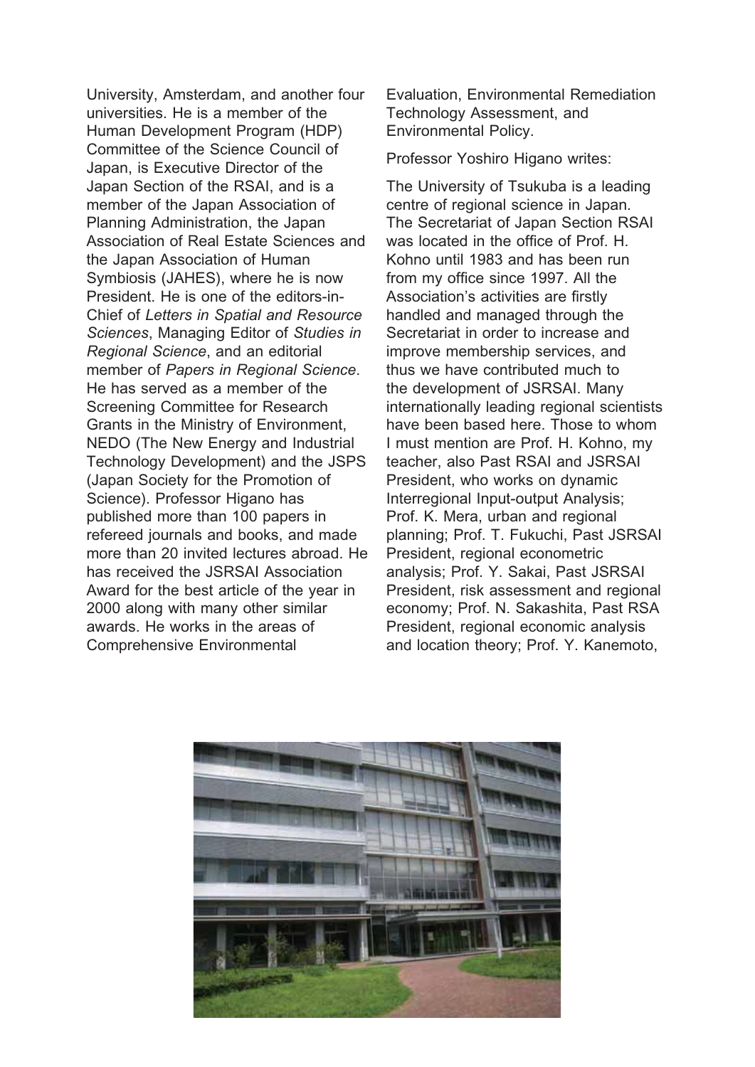University, Amsterdam, and another four universities. He is a member of the Human Development Program (HDP) Committee of the Science Council of Japan, is Executive Director of the Japan Section of the RSAI, and is a member of the Japan Association of Planning Administration, the Japan Association of Real Estate Sciences and the Japan Association of Human Symbiosis (JAHES), where he is now President. He is one of the editors-in-Chief of *Letters in Spatial and Resource Sciences*, Managing Editor of *Studies in Regional Science*, and an editorial member of *Papers in Regional Science*. He has served as a member of the Screening Committee for Research Grants in the Ministry of Environment, NEDO (The New Energy and Industrial Technology Development) and the JSPS (Japan Society for the Promotion of Science). Professor Higano has published more than 100 papers in refereed journals and books, and made more than 20 invited lectures abroad. He has received the JSRSAI Association Award for the best article of the year in 2000 along with many other similar awards. He works in the areas of Comprehensive Environmental Evaluation, Environmental Remediation Technology Assessment, and Environmental Policy.

Professor Yoshiro Higano writes:

The University of Tsukuba is a leading centre of regional science in Japan. The Secretariat of Japan Section RSAI was located in the office of Prof. H. Kohno until 1983 and has been run from my office since 1997. All the Association's activities are firstly handled and managed through the Secretariat in order to increase and improve membership services, and thus we have contributed much to the development of JSRSAI. Many internationally leading regional scientists have been based here. Those to whom I must mention are Prof. H. Kohno, my teacher, also Past RSAI and JSRSAI President, who works on dynamic Interregional Input-output Analysis; Prof. K. Mera, urban and regional planning; Prof. T. Fukuchi, Past JSRSAI President, regional econometric analysis; Prof. Y. Sakai, Past JSRSAI President, risk assessment and regional economy; Prof. N. Sakashita, Past RSA President, regional economic analysis and location theory; Prof. Y. Kanemoto,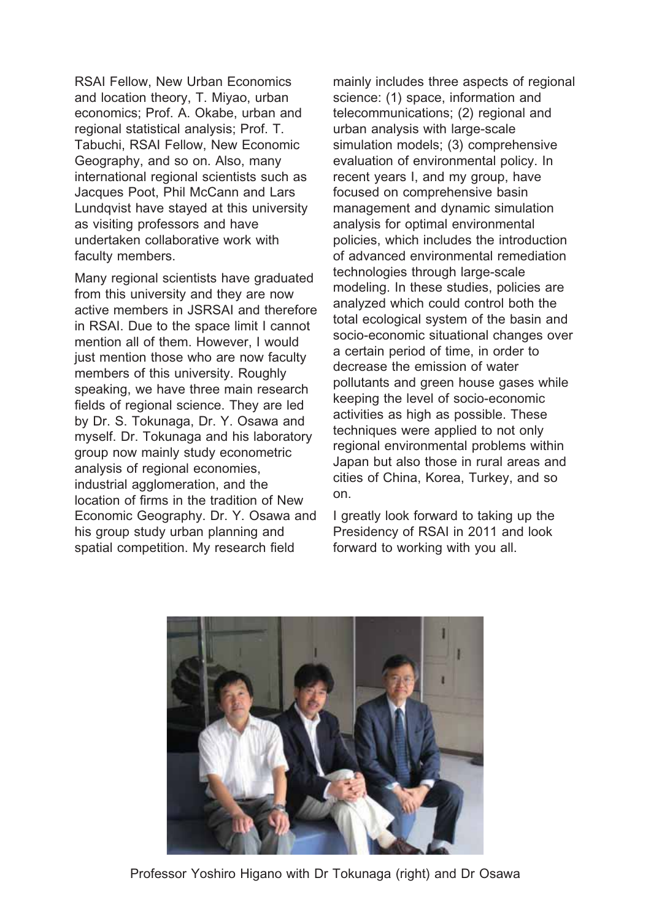RSAI Fellow, New Urban Economics and location theory, T. Miyao, urban economics; Prof. A. Okabe, urban and regional statistical analysis; Prof. T. Tabuchi, RSAI Fellow, New Economic Geography, and so on. Also, many international regional scientists such as Jacques Poot, Phil McCann and Lars Lundqvist have stayed at this university as visiting professors and have undertaken collaborative work with faculty members.

Many regional scientists have graduated from this university and they are now active members in JSRSAI and therefore in RSAI. Due to the space limit I cannot mention all of them. However, I would just mention those who are now faculty members of this university. Roughly speaking, we have three main research fields of regional science. They are led by Dr. S. Tokunaga, Dr. Y. Osawa and myself. Dr. Tokunaga and his laboratory group now mainly study econometric analysis of regional economies, industrial agglomeration, and the location of firms in the tradition of New Economic Geography. Dr. Y. Osawa and his group study urban planning and spatial competition. My research field mainly includes three aspects of regional science: (1) space, information and telecommunications; (2) regional and urban analysis with large-scale simulation models; (3) comprehensive evaluation of environmental policy. In recent years I, and my group, have focused on comprehensive basin management and dynamic simulation analysis for optimal environmental policies, which includes the introduction of advanced environmental remediation technologies through large-scale modeling. In these studies, policies are analyzed which could control both the total ecological system of the basin and socio-economic situational changes over a certain period of time, in order to decrease the emission of water pollutants and green house gases while keeping the level of socio-economic activities as high as possible. These techniques were applied to not only regional environmental problems within Japan but also those in rural areas and cities of China, Korea, Turkey, and so on.

I greatly look forward to taking up the Presidency of RSAI in 2011 and look forward to working with you all.

Professor Yoshiro Higano with Dr Tokunaga (right) and Dr Osawa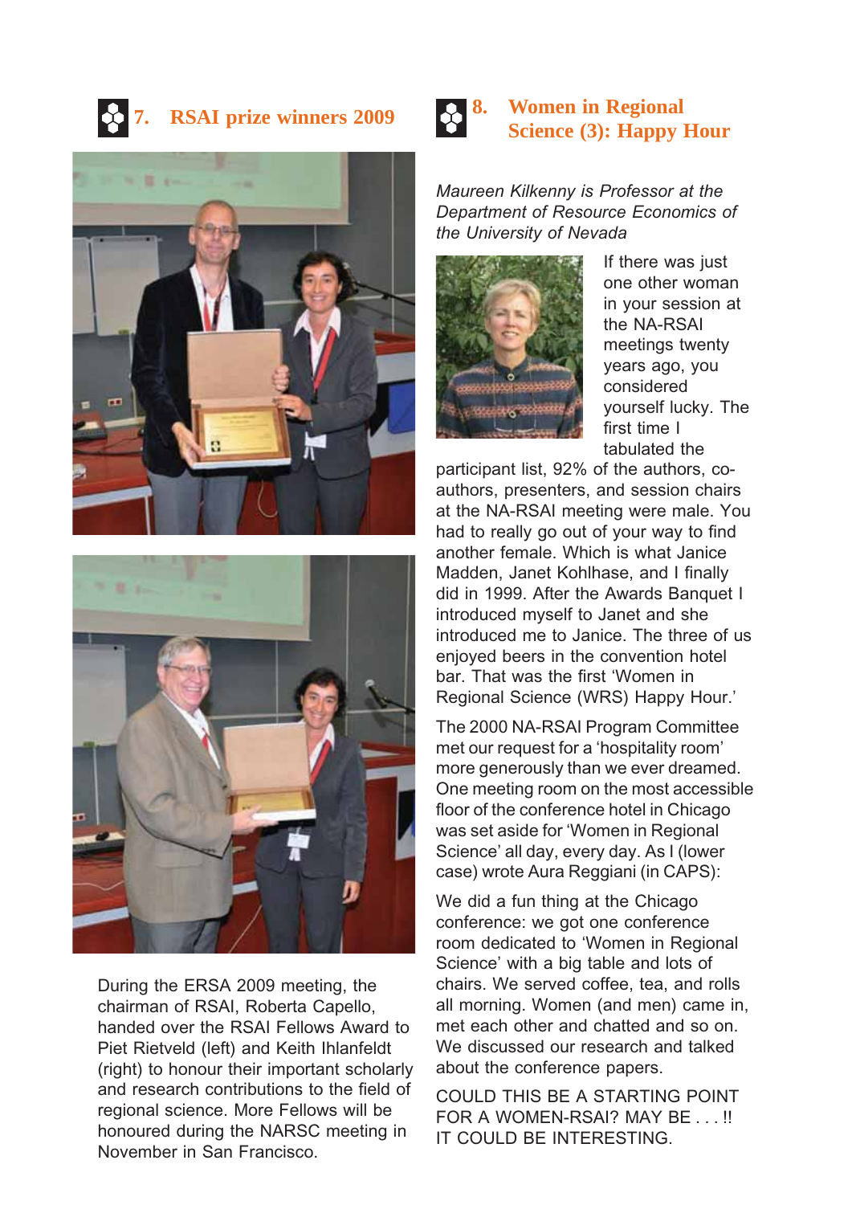## 7. RSAI prize winners 2009

During the ERSA 2009 meeting, the chairman of RSAI, Roberta Capello, handed over the RSAI Fellows Award to Piet Rietveld (left) and Keith Ihlanfeldt (right) to honour their important scholarly and research contributions to the field of regional science. More Fellows will be honoured during the NARSC meeting in November in San Francisco.

## 8. Women in Regional Science (3): Happy Hour

*Maureen Kilkenny is Professor at the Department of Resource Economics of the University of Nevada*

If there was just one other woman in your session at the NA-RSAI meetings twenty years ago, you considered yourself lucky. The first time I tabulated the participant list, 92% of the authors, co-authors, presenters, and session chairs at the NA-RSAI meeting were male. You had to really go out of your way to find another female. Which is what Janice Madden, Janet Kohlhase, and I finally did in 1999. After the Awards Banquet I introduced myself to Janet and she introduced me to Janice. The three of us enjoyed beers in the convention hotel bar. That was the first 'Women in Regional Science (WRS) Happy Hour.'

The 2000 NA-RSAI Program Committee met our request for a 'hospitality room' more generously than we ever dreamed. One meeting room on the most accessible floor of the conference hotel in Chicago was set aside for 'Women in Regional Science' all day, every day. As I (lower case) wrote Aura Reggiani (in CAPS):

We did a fun thing at the Chicago conference: we got one conference room dedicated to 'Women in Regional Science' with a big table and lots of chairs. We served coffee, tea, and rolls all morning. Women (and men) came in, met each other and chatted and so on. We discussed our research and talked about the conference papers.

COULD THIS BE A STARTING POINT FOR A WOMEN-RSAI? MAY BE . . . !! IT COULD BE INTERESTING.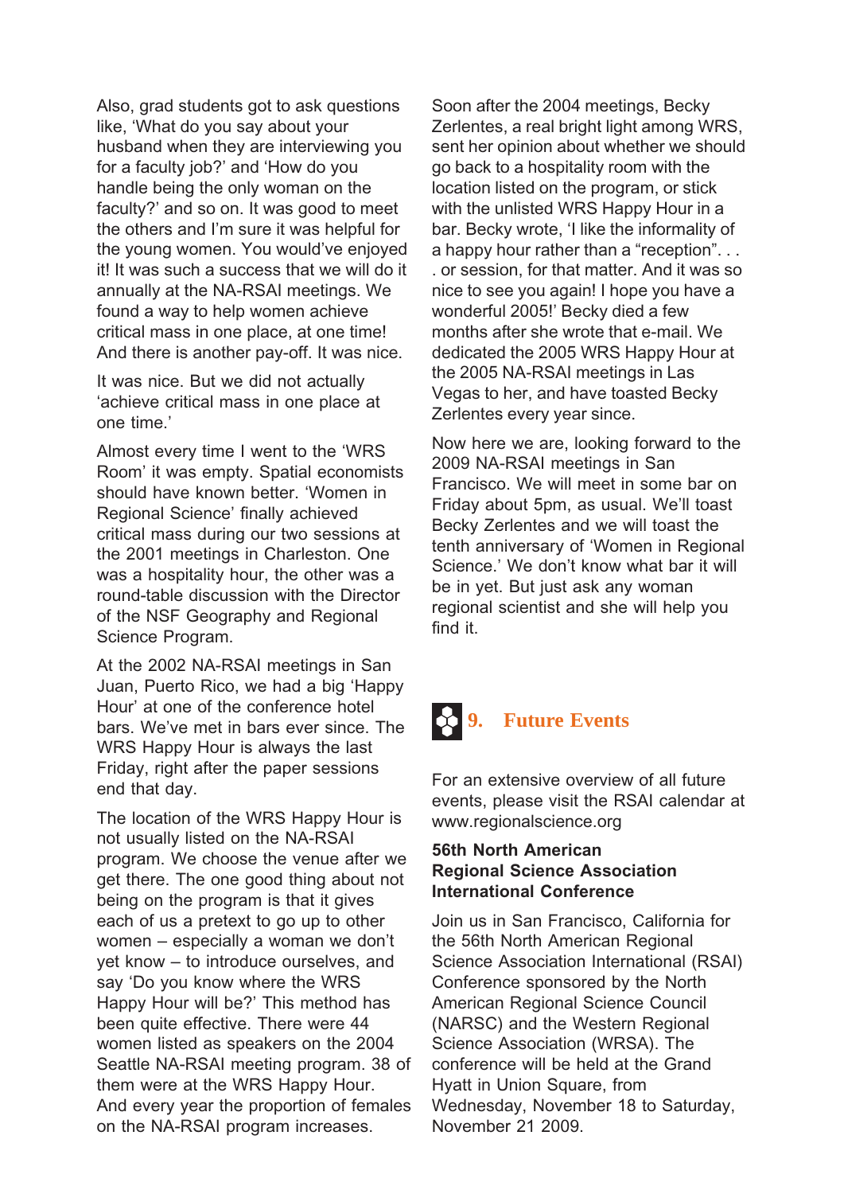Also, grad students got to ask questions like, 'What do you say about your husband when they are interviewing you for a faculty job?' and 'How do you handle being the only woman on the faculty?' and so on. It was good to meet the others and I'm sure it was helpful for the young women. You would've enjoyed it! It was such a success that we will do it annually at the NA-RSAI meetings. We found a way to help women achieve critical mass in one place, at one time! And there is another pay-off. It was nice.

It was nice. But we did not actually 'achieve critical mass in one place at one time.'

Almost every time I went to the 'WRS Room' it was empty. Spatial economists should have known better. 'Women in Regional Science' finally achieved critical mass during our two sessions at the 2001 meetings in Charleston. One was a hospitality hour, the other was a round-table discussion with the Director of the NSF Geography and Regional Science Program.

At the 2002 NA-RSAI meetings in San Juan, Puerto Rico, we had a big 'Happy Hour' at one of the conference hotel bars. We've met in bars ever since. The WRS Happy Hour is always the last Friday, right after the paper sessions end that day.

The location of the WRS Happy Hour is not usually listed on the NA-RSAI program. We choose the venue after we get there. The one good thing about not being on the program is that it gives each of us a pretext to go up to other women – especially a woman we don't yet know – to introduce ourselves, and say 'Do you know where the WRS Happy Hour will be?' This method has been quite effective. There were 44 women listed as speakers on the 2004 Seattle NA-RSAI meeting program. 38 of them were at the WRS Happy Hour. And every year the proportion of females on the NA-RSAI program increases.

Soon after the 2004 meetings, Becky Zerlentes, a real bright light among WRS, sent her opinion about whether we should go back to a hospitality room with the location listed on the program, or stick with the unlisted WRS Happy Hour in a bar. Becky wrote, 'I like the informality of a happy hour rather than a "reception". . . . or session, for that matter. And it was so nice to see you again! I hope you have a wonderful 2005!' Becky died a few months after she wrote that e-mail. We dedicated the 2005 WRS Happy Hour at the 2005 NA-RSAI meetings in Las Vegas to her, and have toasted Becky Zerlentes every year since.

Now here we are, looking forward to the 2009 NA-RSAI meetings in San Francisco. We will meet in some bar on Friday about 5pm, as usual. We'll toast Becky Zerlentes and we will toast the tenth anniversary of 'Women in Regional Science.' We don't know what bar it will be in yet. But just ask any woman regional scientist and she will help you find it.

## 9. Future Events

For an extensive overview of all future events, please visit the RSAI calendar at www.regionalscience.org

### 56th North American Regional Science Association International Conference

Join us in San Francisco, California for the 56th North American Regional Science Association International (RSAI) Conference sponsored by the North American Regional Science Council (NARSC) and the Western Regional Science Association (WRSA). The conference will be held at the Grand Hyatt in Union Square, from Wednesday, November 18 to Saturday, November 21 2009.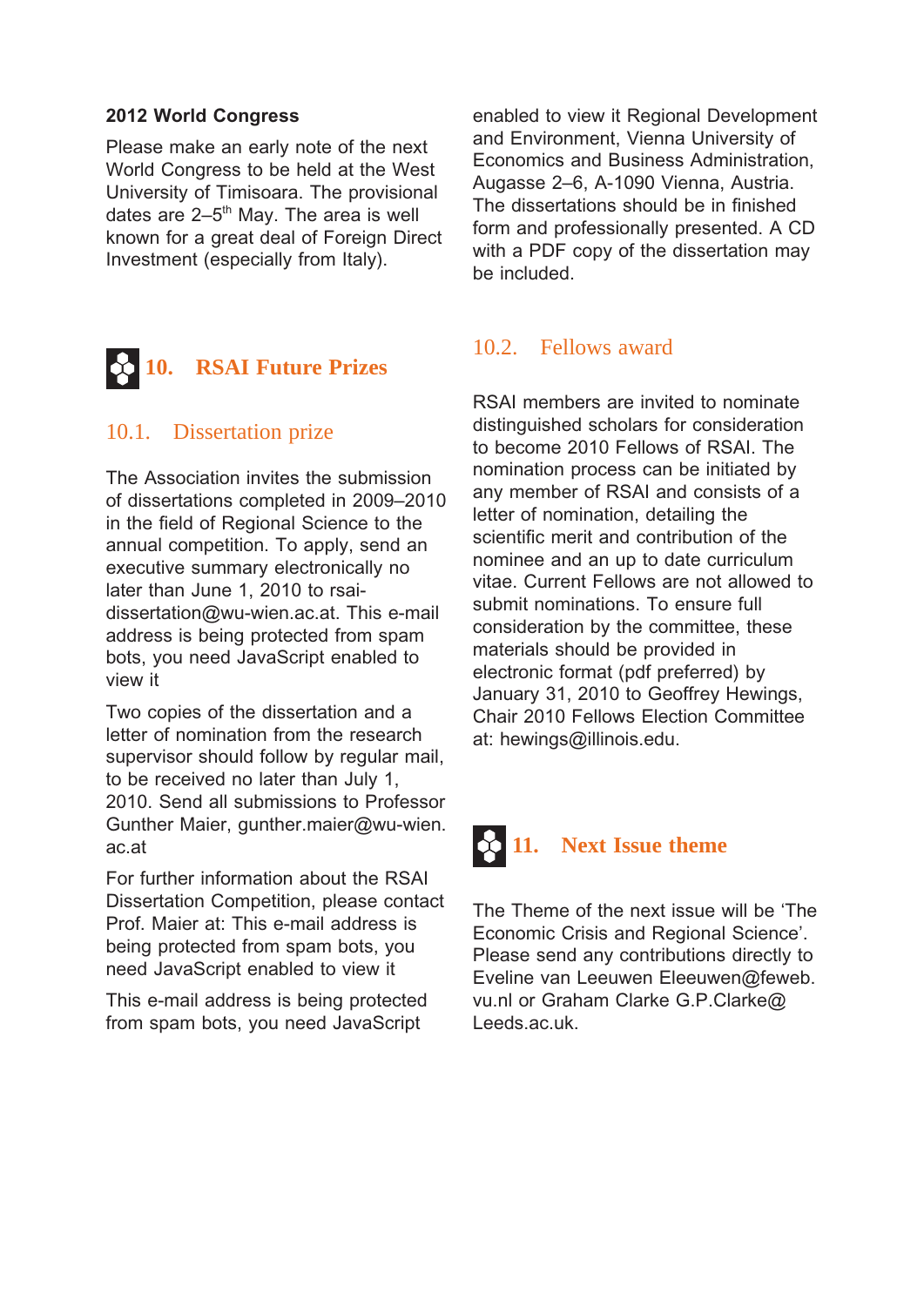**2012 World Congress**

Please make an early note of the next World Congress to be held at the West University of Timisoara. The provisional dates are 2–5th May. The area is well known for a great deal of Foreign Direct Investment (especially from Italy).

# 10. RSAI Future Prizes

## 10.1. Dissertation prize

The Association invites the submission of dissertations completed in 2009–2010 in the field of Regional Science to the annual competition. To apply, send an executive summary electronically no later than June 1, 2010 to rsai-dissertation@wu-wien.ac.at. This e-mail address is being protected from spam bots, you need JavaScript enabled to view it

Two copies of the dissertation and a letter of nomination from the research supervisor should follow by regular mail, to be received no later than July 1, 2010. Send all submissions to Professor Gunther Maier, gunther.maier@wu-wien.ac.at

For further information about the RSAI Dissertation Competition, please contact Prof. Maier at: This e-mail address is being protected from spam bots, you need JavaScript enabled to view it

This e-mail address is being protected from spam bots, you need JavaScript enabled to view it Regional Development and Environment, Vienna University of Economics and Business Administration, Augasse 2–6, A-1090 Vienna, Austria. The dissertations should be in finished form and professionally presented. A CD with a PDF copy of the dissertation may be included.

## 10.2. Fellows award

RSAI members are invited to nominate distinguished scholars for consideration to become 2010 Fellows of RSAI. The nomination process can be initiated by any member of RSAI and consists of a letter of nomination, detailing the scientific merit and contribution of the nominee and an up to date curriculum vitae. Current Fellows are not allowed to submit nominations. To ensure full consideration by the committee, these materials should be provided in electronic format (pdf preferred) by January 31, 2010 to Geoffrey Hewings, Chair 2010 Fellows Election Committee at: hewings@illinois.edu.

# 11. Next Issue theme

The Theme of the next issue will be 'The Economic Crisis and Regional Science'. Please send any contributions directly to Eveline van Leeuwen Eleeuwen@feweb.vu.nl or Graham Clarke G.P.Clarke@Leeds.ac.uk.